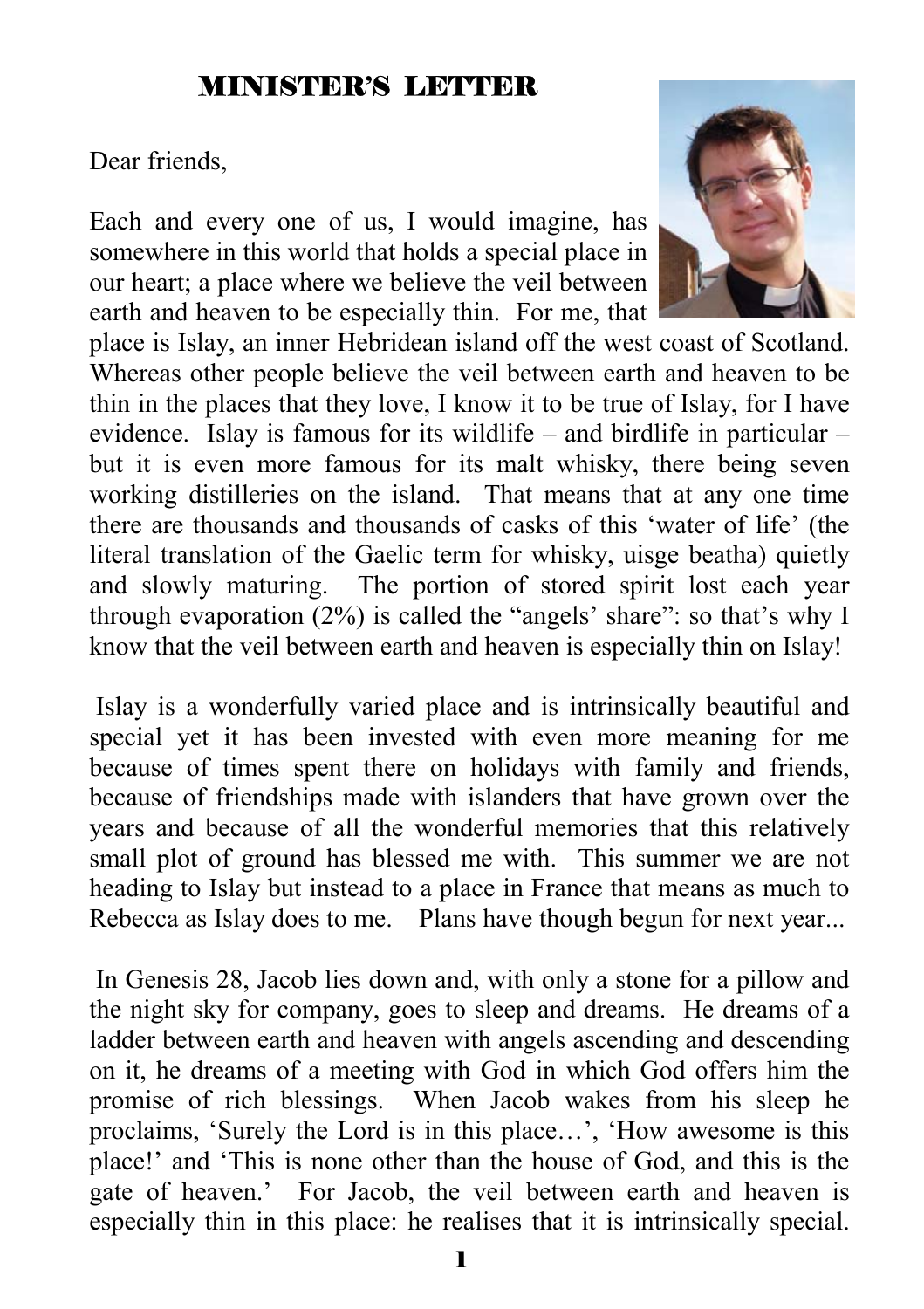# MINISTER'S LETTER

Dear friends,

Each and every one of us, I would imagine, has somewhere in this world that holds a special place in our heart; a place where we believe the veil between earth and heaven to be especially thin. For me, that place is Islay, an inner Hebridean island off the west coast of Scotland. Whereas other people believe the veil between earth and heaven to be thin in the places that they love, I know it to be true of Islay, for I have evidence. Islay is famous for its wildlife – and birdlife in particular – but it is even more famous for its malt whisky, there being seven working distilleries on the island. That means that at any one time there are thousands and thousands of casks of this 'water of life' (the literal translation of the Gaelic term for whisky, uisge beatha) quietly and slowly maturing. The portion of stored spirit lost each year through evaporation (2%) is called the "angels' share": so that's why I know that the veil between earth and heaven is especially thin on Islay!

Islay is a wonderfully varied place and is intrinsically beautiful and special yet it has been invested with even more meaning for me because of times spent there on holidays with family and friends, because of friendships made with islanders that have grown over the years and because of all the wonderful memories that this relatively small plot of ground has blessed me with. This summer we are not heading to Islay but instead to a place in France that means as much to Rebecca as Islay does to me. Plans have though begun for next year...

In Genesis 28, Jacob lies down and, with only a stone for a pillow and the night sky for company, goes to sleep and dreams. He dreams of a ladder between earth and heaven with angels ascending and descending on it, he dreams of a meeting with God in which God offers him the promise of rich blessings. When Jacob wakes from his sleep he proclaims, 'Surely the Lord is in this place…', 'How awesome is this place!' and 'This is none other than the house of God, and this is the gate of heaven.' For Jacob, the veil between earth and heaven is especially thin in this place: he realises that it is intrinsically special.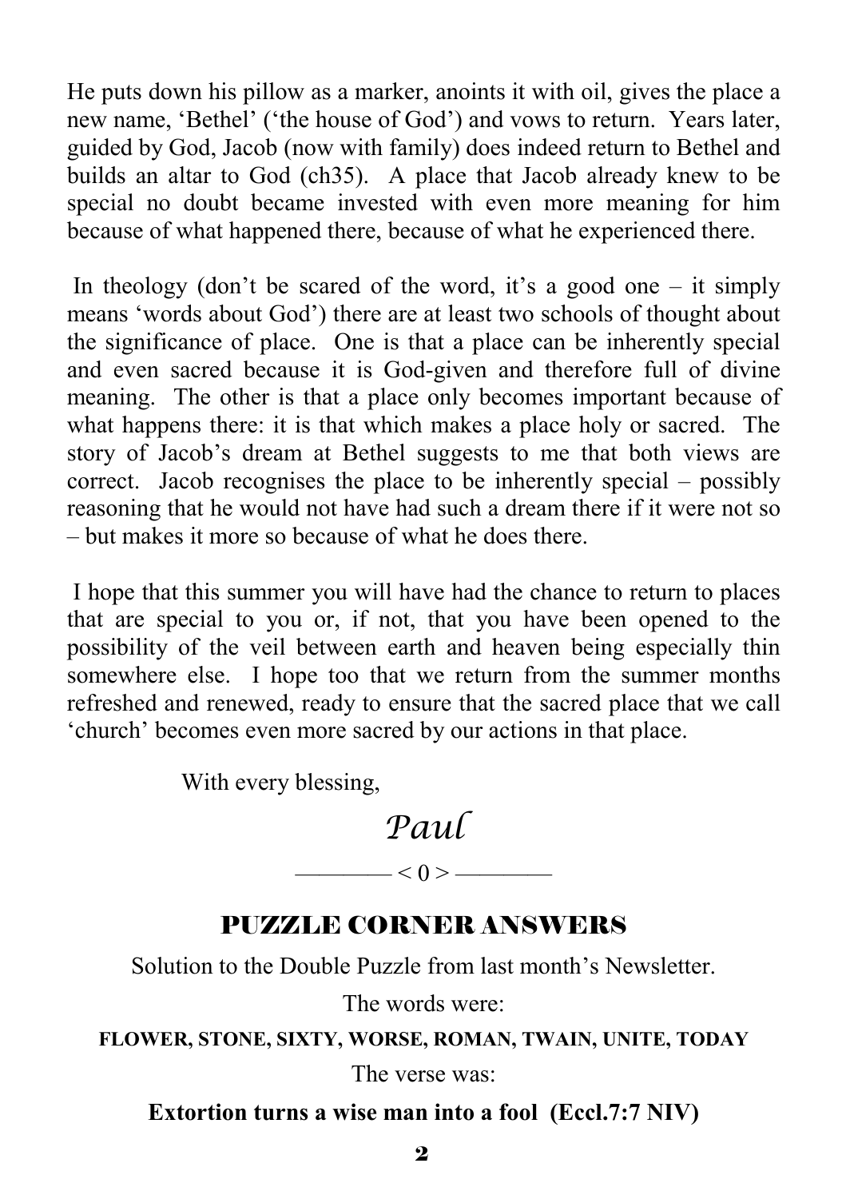He puts down his pillow as a marker, anoints it with oil, gives the place a new name, 'Bethel' ('the house of God') and vows to return. Years later, guided by God, Jacob (now with family) does indeed return to Bethel and builds an altar to God (ch35). A place that Jacob already knew to be special no doubt became invested with even more meaning for him because of what happened there, because of what he experienced there.

In theology (don't be scared of the word, it's a good one – it simply means 'words about God') there are at least two schools of thought about the significance of place. One is that a place can be inherently special and even sacred because it is God-given and therefore full of divine meaning. The other is that a place only becomes important because of what happens there: it is that which makes a place holy or sacred. The story of Jacob's dream at Bethel suggests to me that both views are correct. Jacob recognises the place to be inherently special – possibly reasoning that he would not have had such a dream there if it were not so – but makes it more so because of what he does there.

I hope that this summer you will have had the chance to return to places that are special to you or, if not, that you have been opened to the possibility of the veil between earth and heaven being especially thin somewhere else. I hope too that we return from the summer months refreshed and renewed, ready to ensure that the sacred place that we call 'church' becomes even more sacred by our actions in that place.

With every blessing,

*Paul*

———— < 0 > ————

## PUZZLE CORNER ANSWERS

Solution to the Double Puzzle from last month's Newsletter.

The words were:

**FLOWER, STONE, SIXTY, WORSE, ROMAN, TWAIN, UNITE, TODAY**

The verse was:

**Extortion turns a wise man into a fool (Eccl.7:7 NIV)**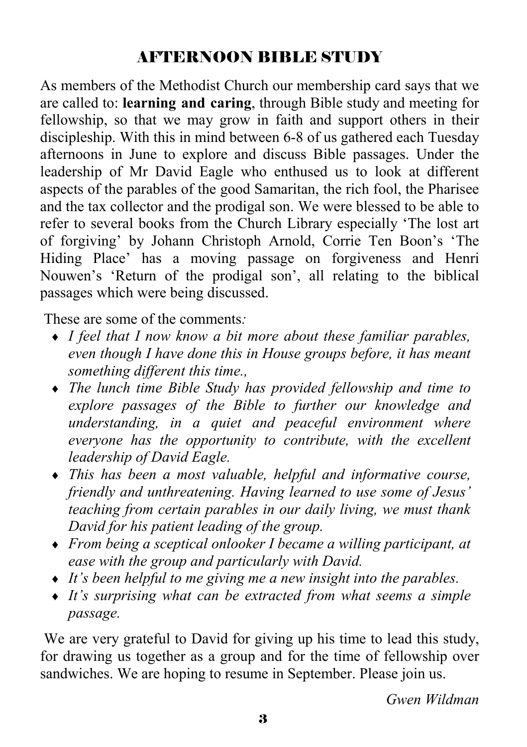# AFTERNOON BIBLE STUDY

As members of the Methodist Church our membership card says that we are called to: **learning and caring**, through Bible study and meeting for fellowship, so that we may grow in faith and support others in their discipleship. With this in mind between 6-8 of us gathered each Tuesday afternoons in June to explore and discuss Bible passages. Under the leadership of Mr David Eagle who enthused us to look at different aspects of the parables of the good Samaritan, the rich fool, the Pharisee and the tax collector and the prodigal son. We were blessed to be able to refer to several books from the Church Library especially 'The lost art of forgiving' by Johann Christoph Arnold, Corrie Ten Boon's 'The Hiding Place' has a moving passage on forgiveness and Henri Nouwen's 'Return of the prodigal son', all relating to the biblical passages which were being discussed.

These are some of the comments*:*

- *I feel that I now know a bit more about these familiar parables, even though I have done this in House groups before, it has meant something different this time.,*
- *The lunch time Bible Study has provided fellowship and time to explore passages of the Bible to further our knowledge and understanding, in a quiet and peaceful environment where everyone has the opportunity to contribute, with the excellent leadership of David Eagle.*
- *This has been a most valuable, helpful and informative course, friendly and unthreatening. Having learned to use some of Jesus' teaching from certain parables in our daily living, we must thank David for his patient leading of the group.*
- *From being a sceptical onlooker I became a willing participant, at ease with the group and particularly with David.*
- *It's been helpful to me giving me a new insight into the parables.*
- *It's surprising what can be extracted from what seems a simple passage.*

We are very grateful to David for giving up his time to lead this study, for drawing us together as a group and for the time of fellowship over sandwiches. We are hoping to resume in September. Please join us.

*Gwen Wildman*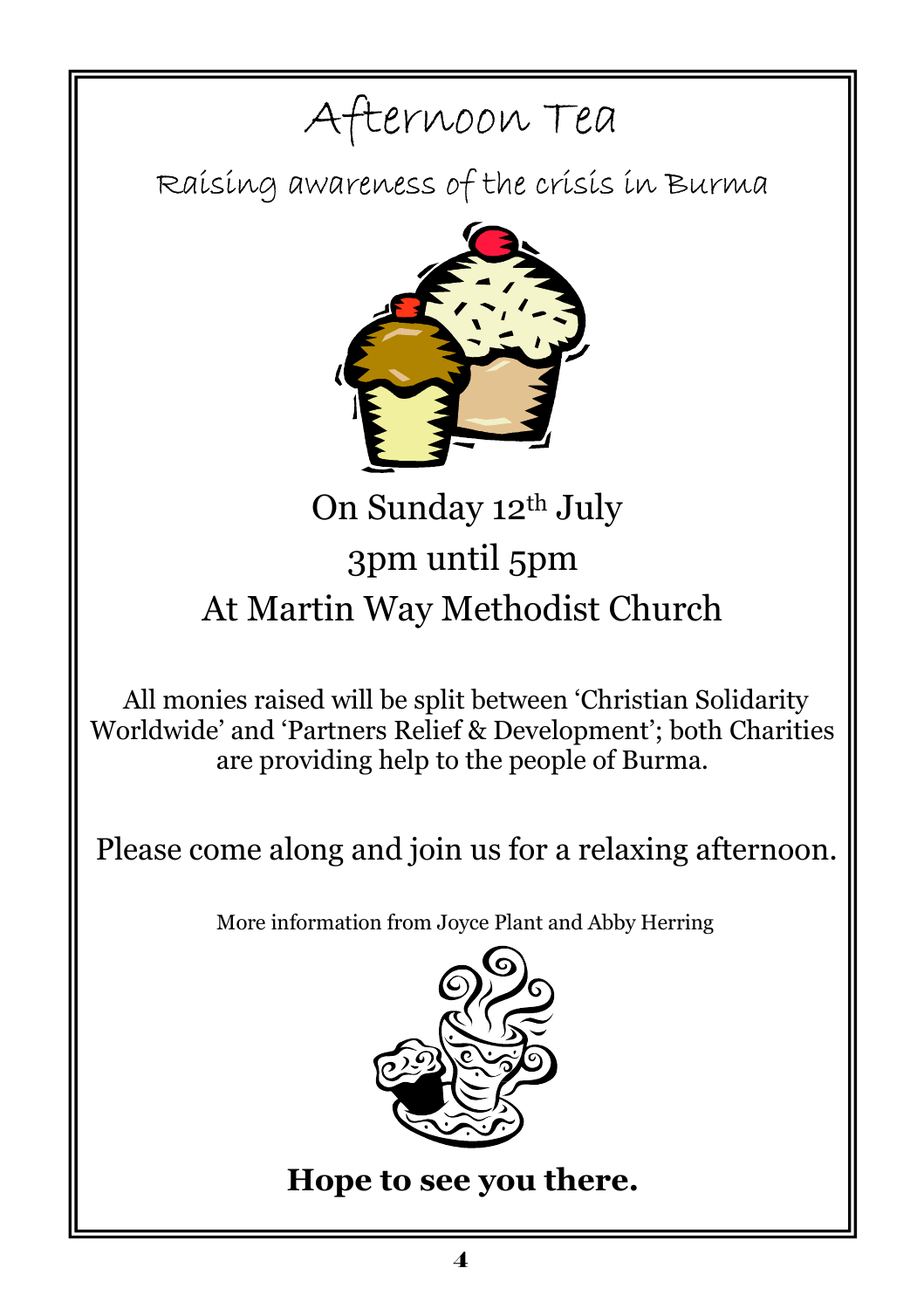# Afternoon Tea

## Raising awareness of the crisis in Burma

On Sunday 12th July

3pm until 5pm

At Martin Way Methodist Church

All monies raised will be split between 'Christian Solidarity Worldwide' and 'Partners Relief & Development'; both Charities are providing help to the people of Burma.

Please come along and join us for a relaxing afternoon.

More information from Joyce Plant and Abby Herring

**Hope to see you there.**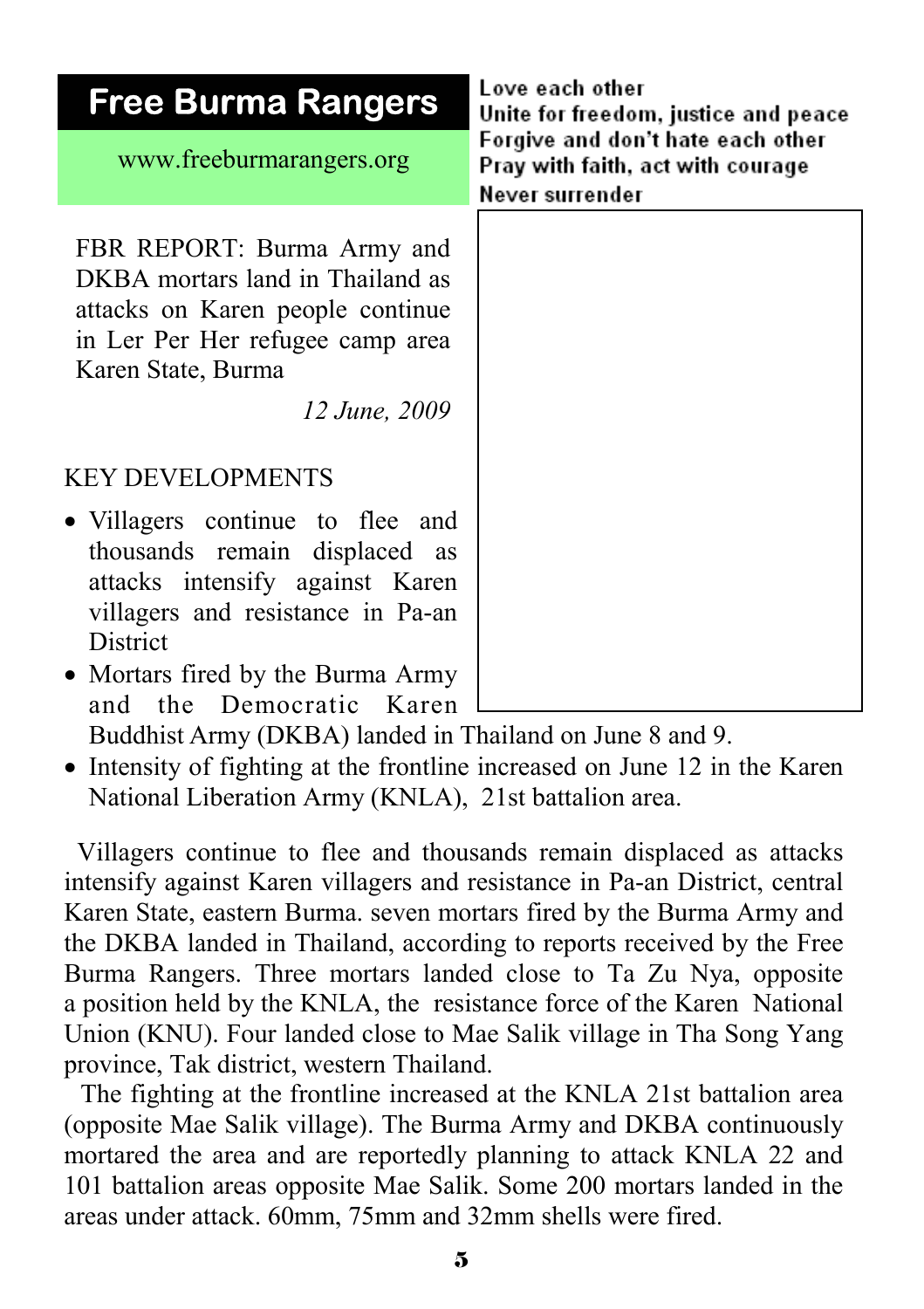# Free Burma Rangers

www.freeburmarangers.org

Love each other
Unite for freedom, justice and peace
Forgive and don't hate each other
Pray with faith, act with courage
Never surrender

FBR REPORT: Burma Army and DKBA mortars land in Thailand as attacks on Karen people continue in Ler Per Her refugee camp area Karen State, Burma

*12 June, 2009*

## KEY DEVELOPMENTS

- Villagers continue to flee and thousands remain displaced as attacks intensify against Karen villagers and resistance in Pa-an District
- Mortars fired by the Burma Army and the Democratic Karen Buddhist Army (DKBA) landed in Thailand on June 8 and 9.
- Intensity of fighting at the frontline increased on June 12 in the Karen National Liberation Army (KNLA), 21st battalion area.

Villagers continue to flee and thousands remain displaced as attacks intensify against Karen villagers and resistance in Pa-an District, central Karen State, eastern Burma. seven mortars fired by the Burma Army and the DKBA landed in Thailand, according to reports received by the Free Burma Rangers. Three mortars landed close to Ta Zu Nya, opposite a position held by the KNLA, the resistance force of the Karen National Union (KNU). Four landed close to Mae Salik village in Tha Song Yang province, Tak district, western Thailand.

The fighting at the frontline increased at the KNLA 21st battalion area (opposite Mae Salik village). The Burma Army and DKBA continuously mortared the area and are reportedly planning to attack KNLA 22 and 101 battalion areas opposite Mae Salik. Some 200 mortars landed in the areas under attack. 60mm, 75mm and 32mm shells were fired.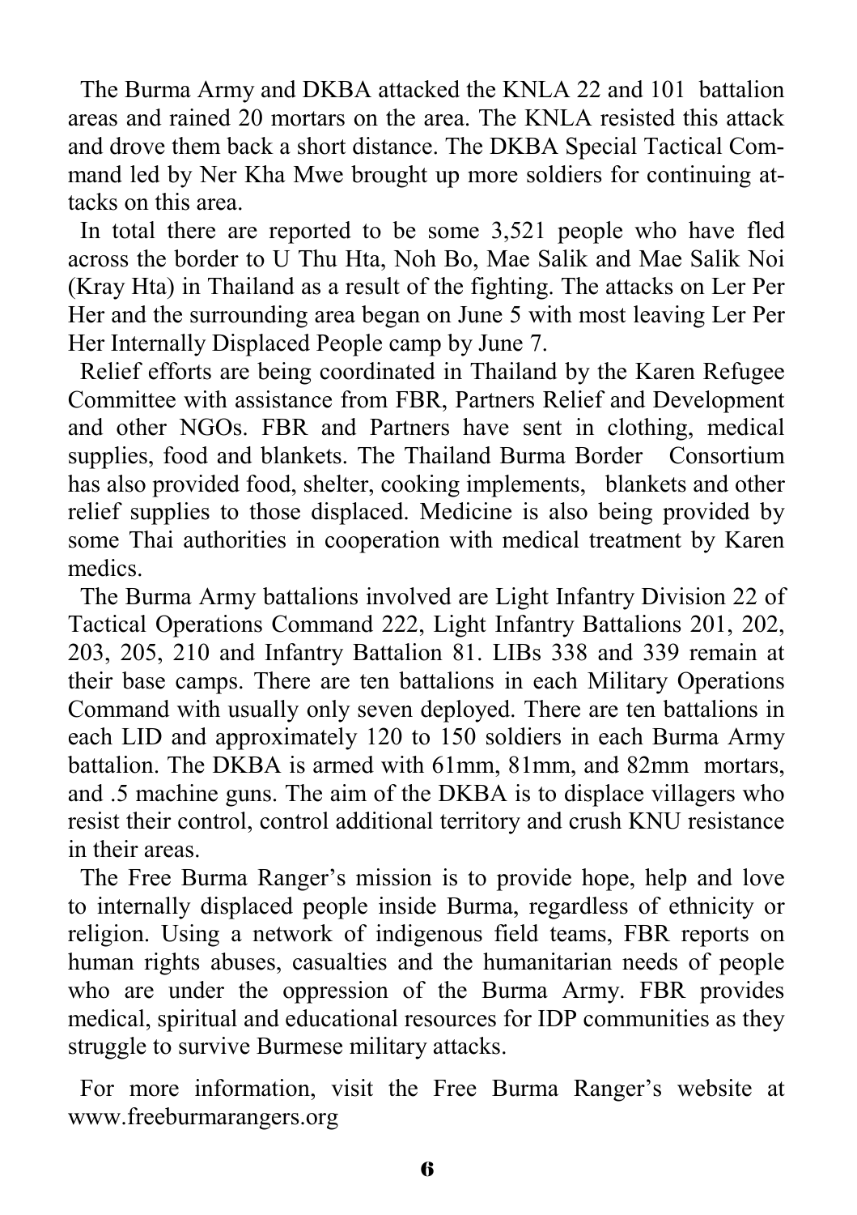The Burma Army and DKBA attacked the KNLA 22 and 101 battalion areas and rained 20 mortars on the area. The KNLA resisted this attack and drove them back a short distance. The DKBA Special Tactical Command led by Ner Kha Mwe brought up more soldiers for continuing attacks on this area.

In total there are reported to be some 3,521 people who have fled across the border to U Thu Hta, Noh Bo, Mae Salik and Mae Salik Noi (Kray Hta) in Thailand as a result of the fighting. The attacks on Ler Per Her and the surrounding area began on June 5 with most leaving Ler Per Her Internally Displaced People camp by June 7.

Relief efforts are being coordinated in Thailand by the Karen Refugee Committee with assistance from FBR, Partners Relief and Development and other NGOs. FBR and Partners have sent in clothing, medical supplies, food and blankets. The Thailand Burma Border Consortium has also provided food, shelter, cooking implements, blankets and other relief supplies to those displaced. Medicine is also being provided by some Thai authorities in cooperation with medical treatment by Karen medics.

The Burma Army battalions involved are Light Infantry Division 22 of Tactical Operations Command 222, Light Infantry Battalions 201, 202, 203, 205, 210 and Infantry Battalion 81. LIBs 338 and 339 remain at their base camps. There are ten battalions in each Military Operations Command with usually only seven deployed. There are ten battalions in each LID and approximately 120 to 150 soldiers in each Burma Army battalion. The DKBA is armed with 61mm, 81mm, and 82mm mortars, and .5 machine guns. The aim of the DKBA is to displace villagers who resist their control, control additional territory and crush KNU resistance in their areas.

The Free Burma Ranger's mission is to provide hope, help and love to internally displaced people inside Burma, regardless of ethnicity or religion. Using a network of indigenous field teams, FBR reports on human rights abuses, casualties and the humanitarian needs of people who are under the oppression of the Burma Army. FBR provides medical, spiritual and educational resources for IDP communities as they struggle to survive Burmese military attacks.

For more information, visit the Free Burma Ranger's website at www.freeburmarangers.org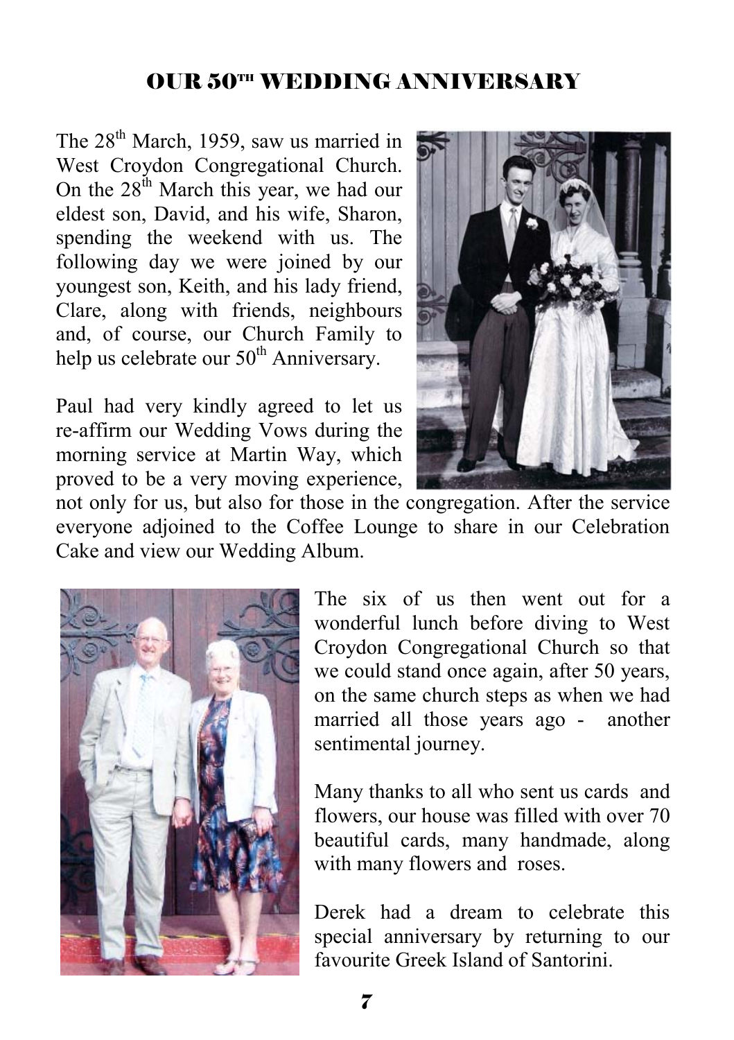## OUR 50TH WEDDING ANNIVERSARY

The 28th March, 1959, saw us married in West Croydon Congregational Church. On the 28th March this year, we had our eldest son, David, and his wife, Sharon, spending the weekend with us. The following day we were joined by our youngest son, Keith, and his lady friend, Clare, along with friends, neighbours and, of course, our Church Family to help us celebrate our 50th Anniversary.

Paul had very kindly agreed to let us re-affirm our Wedding Vows during the morning service at Martin Way, which proved to be a very moving experience, not only for us, but also for those in the congregation. After the service everyone adjoined to the Coffee Lounge to share in our Celebration Cake and view our Wedding Album.

The six of us then went out for a wonderful lunch before diving to West Croydon Congregational Church so that we could stand once again, after 50 years, on the same church steps as when we had married all those years ago - another sentimental journey.

Many thanks to all who sent us cards and flowers, our house was filled with over 70 beautiful cards, many handmade, along with many flowers and roses.

Derek had a dream to celebrate this special anniversary by returning to our favourite Greek Island of Santorini.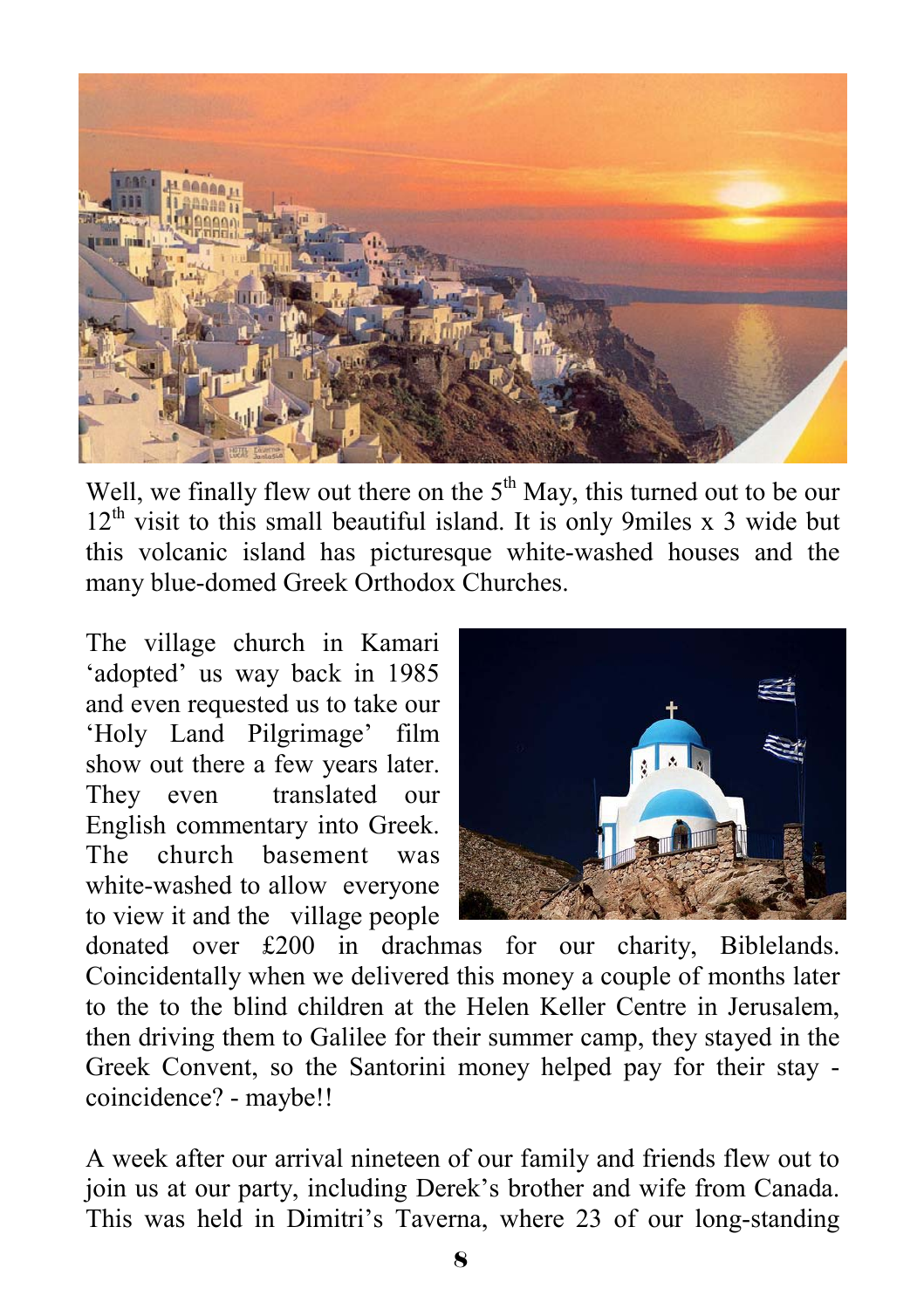Well, we finally flew out there on the 5th May, this turned out to be our 12th visit to this small beautiful island. It is only 9miles x 3 wide but this volcanic island has picturesque white-washed houses and the many blue-domed Greek Orthodox Churches.

The village church in Kamari 'adopted' us way back in 1985 and even requested us to take our 'Holy Land Pilgrimage' film show out there a few years later. They even translated our English commentary into Greek. The church basement was white-washed to allow everyone to view it and the village people donated over £200 in drachmas for our charity, Biblelands. Coincidentally when we delivered this money a couple of months later to the to the blind children at the Helen Keller Centre in Jerusalem, then driving them to Galilee for their summer camp, they stayed in the Greek Convent, so the Santorini money helped pay for their stay - coincidence? - maybe!!

A week after our arrival nineteen of our family and friends flew out to join us at our party, including Derek's brother and wife from Canada. This was held in Dimitri's Taverna, where 23 of our long-standing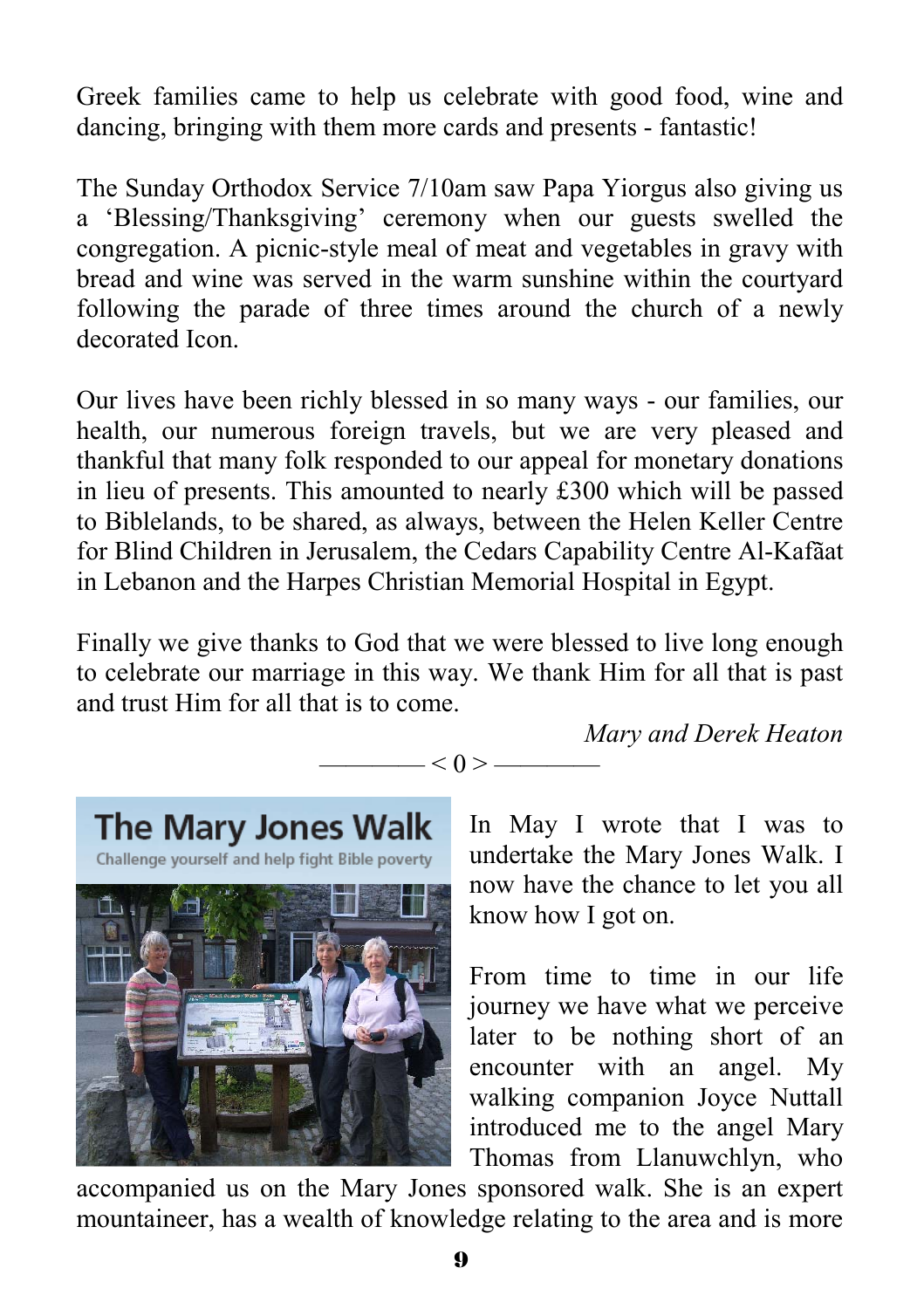Greek families came to help us celebrate with good food, wine and dancing, bringing with them more cards and presents - fantastic!

The Sunday Orthodox Service 7/10am saw Papa Yiorgus also giving us a 'Blessing/Thanksgiving' ceremony when our guests swelled the congregation. A picnic-style meal of meat and vegetables in gravy with bread and wine was served in the warm sunshine within the courtyard following the parade of three times around the church of a newly decorated Icon.

Our lives have been richly blessed in so many ways - our families, our health, our numerous foreign travels, but we are very pleased and thankful that many folk responded to our appeal for monetary donations in lieu of presents. This amounted to nearly £300 which will be passed to Biblelands, to be shared, as always, between the Helen Keller Centre for Blind Children in Jerusalem, the Cedars Capability Centre Al-Kafãat in Lebanon and the Harpes Christian Memorial Hospital in Egypt.

Finally we give thanks to God that we were blessed to live long enough to celebrate our marriage in this way. We thank Him for all that is past and trust Him for all that is to come.

*Mary and Derek Heaton*

———— < 0 > ————

## The Mary Jones Walk

Challenge yourself and help fight Bible poverty

In May I wrote that I was to undertake the Mary Jones Walk. I now have the chance to let you all know how I got on.

From time to time in our life journey we have what we perceive later to be nothing short of an encounter with an angel. My walking companion Joyce Nuttall introduced me to the angel Mary Thomas from Llanuwchlyn, who accompanied us on the Mary Jones sponsored walk. She is an expert mountaineer, has a wealth of knowledge relating to the area and is more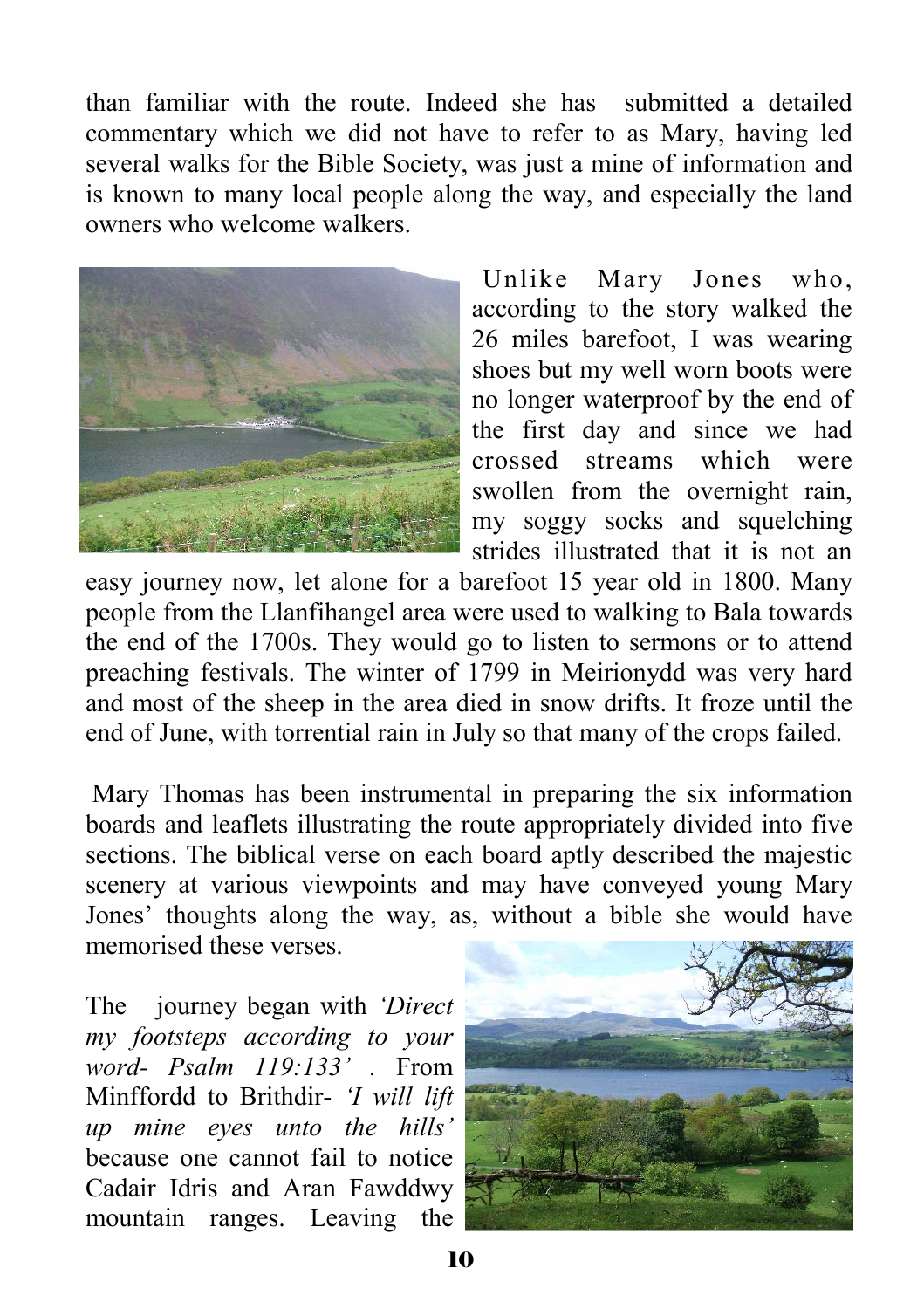than familiar with the route. Indeed she has submitted a detailed commentary which we did not have to refer to as Mary, having led several walks for the Bible Society, was just a mine of information and is known to many local people along the way, and especially the land owners who welcome walkers.

Unlike Mary Jones who, according to the story walked the 26 miles barefoot, I was wearing shoes but my well worn boots were no longer waterproof by the end of the first day and since we had crossed streams which were swollen from the overnight rain, my soggy socks and squelching strides illustrated that it is not an easy journey now, let alone for a barefoot 15 year old in 1800. Many people from the Llanfihangel area were used to walking to Bala towards the end of the 1700s. They would go to listen to sermons or to attend preaching festivals. The winter of 1799 in Meirionydd was very hard and most of the sheep in the area died in snow drifts. It froze until the end of June, with torrential rain in July so that many of the crops failed.

Mary Thomas has been instrumental in preparing the six information boards and leaflets illustrating the route appropriately divided into five sections. The biblical verse on each board aptly described the majestic scenery at various viewpoints and may have conveyed young Mary Jones' thoughts along the way, as, without a bible she would have memorised these verses.

The journey began with *'Direct my footsteps according to your word- Psalm 119:133'* . From Minffordd to Brithdir- *'I will lift up mine eyes unto the hills'* because one cannot fail to notice Cadair Idris and Aran Fawddwy mountain ranges. Leaving the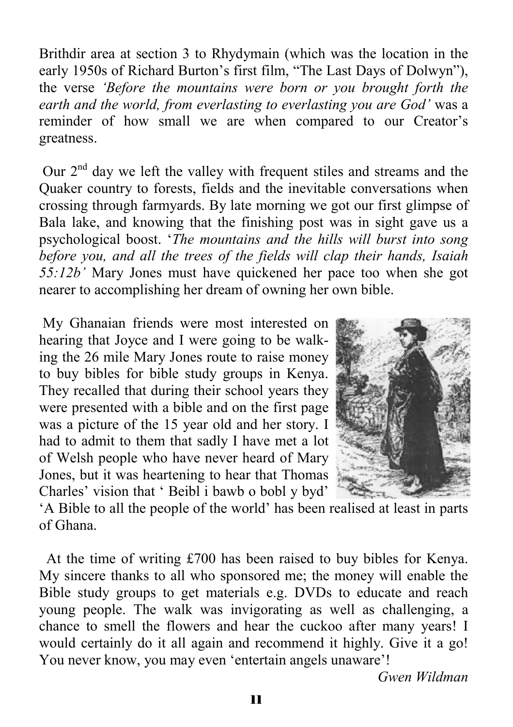Brithdir area at section 3 to Rhydymain (which was the location in the early 1950s of Richard Burton's first film, "The Last Days of Dolwyn"), the verse *'Before the mountains were born or you brought forth the earth and the world, from everlasting to everlasting you are God'* was a reminder of how small we are when compared to our Creator's greatness.

Our 2nd day we left the valley with frequent stiles and streams and the Quaker country to forests, fields and the inevitable conversations when crossing through farmyards. By late morning we got our first glimpse of Bala lake, and knowing that the finishing post was in sight gave us a psychological boost. '*The mountains and the hills will burst into song before you, and all the trees of the fields will clap their hands, Isaiah 55:12b'* Mary Jones must have quickened her pace too when she got nearer to accomplishing her dream of owning her own bible.

My Ghanaian friends were most interested on hearing that Joyce and I were going to be walking the 26 mile Mary Jones route to raise money to buy bibles for bible study groups in Kenya. They recalled that during their school years they were presented with a bible and on the first page was a picture of the 15 year old and her story. I had to admit to them that sadly I have met a lot of Welsh people who have never heard of Mary Jones, but it was heartening to hear that Thomas Charles' vision that ' Beibl i bawb o bobl y byd' 'A Bible to all the people of the world' has been realised at least in parts of Ghana.

At the time of writing £700 has been raised to buy bibles for Kenya. My sincere thanks to all who sponsored me; the money will enable the Bible study groups to get materials e.g. DVDs to educate and reach young people. The walk was invigorating as well as challenging, a chance to smell the flowers and hear the cuckoo after many years! I would certainly do it all again and recommend it highly. Give it a go! You never know, you may even 'entertain angels unaware'!

*Gwen Wildman*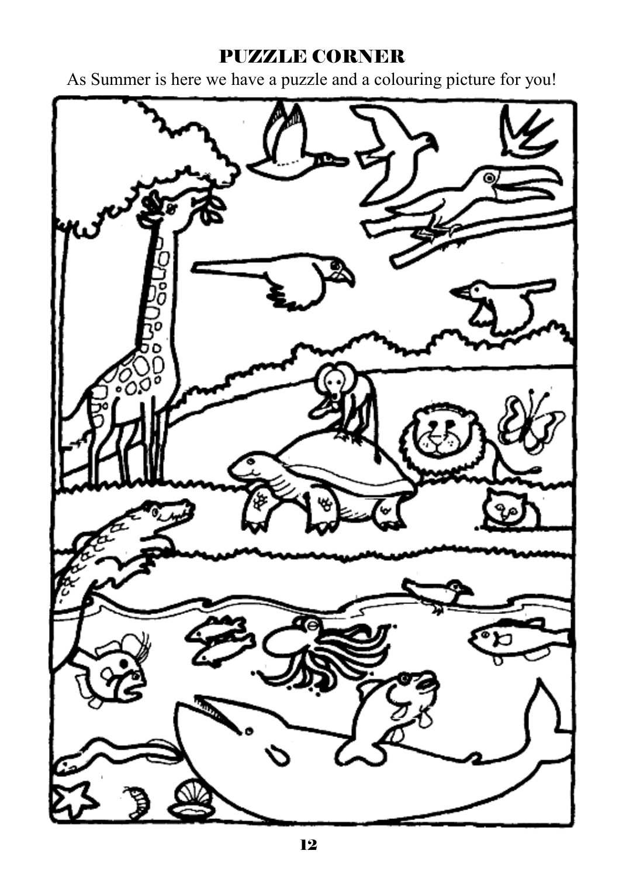## PUZZLE CORNER

As Summer is here we have a puzzle and a colouring picture for you!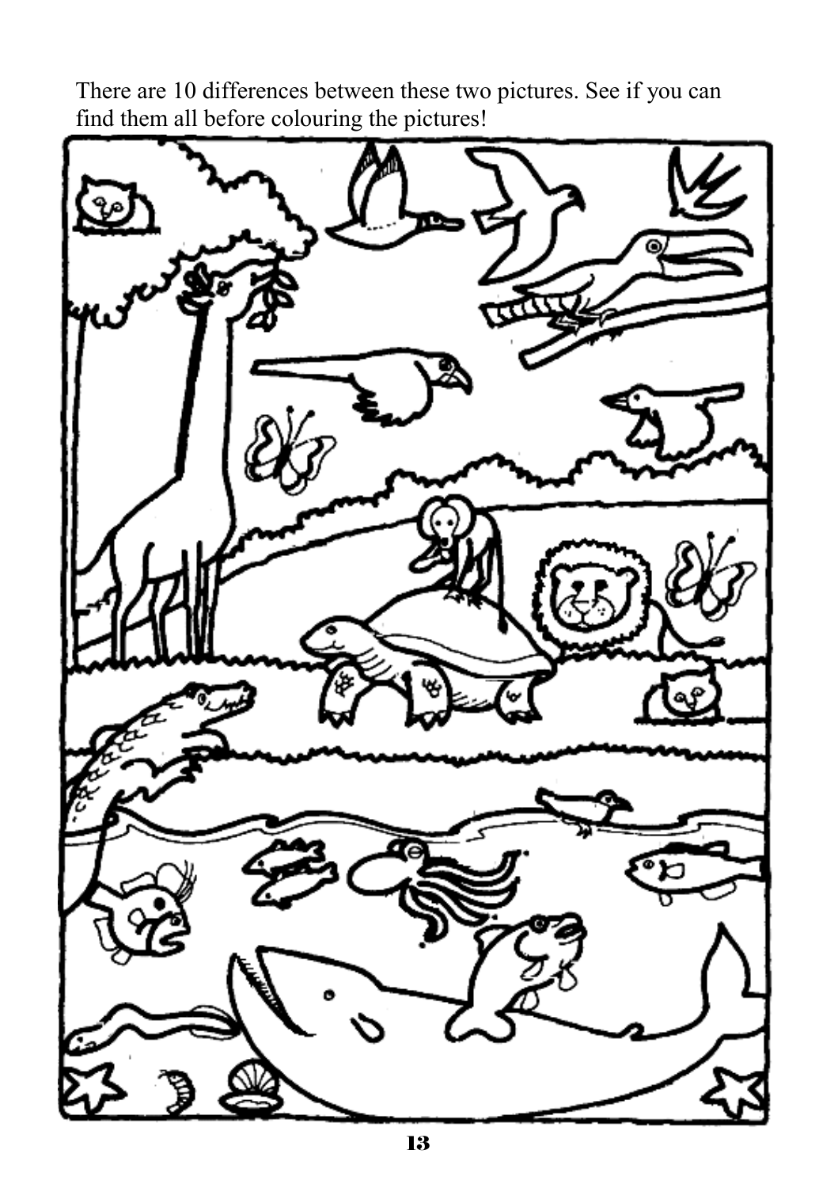There are 10 differences between these two pictures. See if you can find them all before colouring the pictures!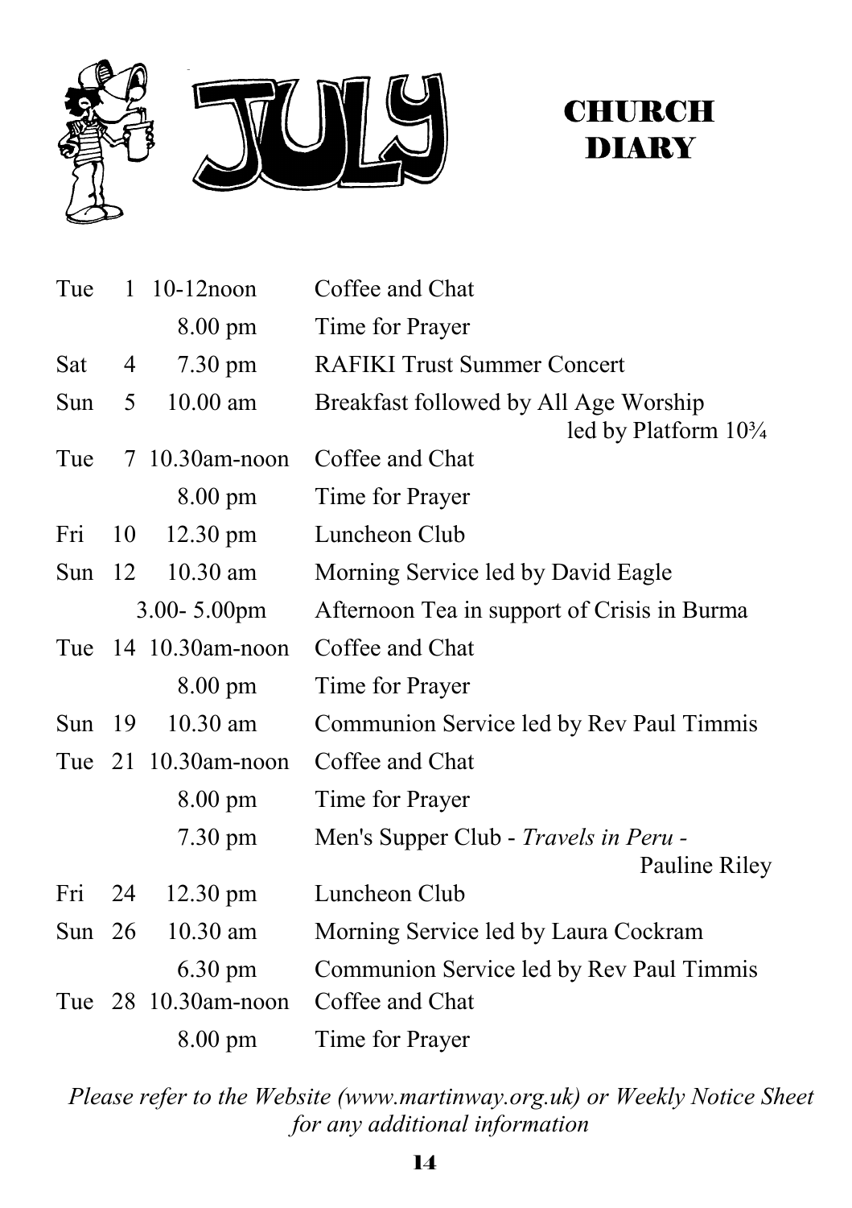# JULY CHURCH DIARY

| Day | Date | Time | Event |
|---|---|---|---|
| Tue | 1 | 10-12noon | Coffee and Chat |
| | | 8.00 pm | Time for Prayer |
| Sat | 4 | 7.30 pm | RAFIKI Trust Summer Concert |
| Sun | 5 | 10.00 am | Breakfast followed by All Age Worship led by Platform 10¾ |
| Tue | 7 | 10.30am-noon | Coffee and Chat |
| | | 8.00 pm | Time for Prayer |
| Fri | 10 | 12.30 pm | Luncheon Club |
| Sun | 12 | 10.30 am | Morning Service led by David Eagle |
| | | 3.00- 5.00pm | Afternoon Tea in support of Crisis in Burma |
| Tue | 14 | 10.30am-noon | Coffee and Chat |
| | | 8.00 pm | Time for Prayer |
| Sun | 19 | 10.30 am | Communion Service led by Rev Paul Timmis |
| Tue | 21 | 10.30am-noon | Coffee and Chat |
| | | 8.00 pm | Time for Prayer |
| | | 7.30 pm | Men's Supper Club - *Travels in Peru* - Pauline Riley |
| Fri | 24 | 12.30 pm | Luncheon Club |
| Sun | 26 | 10.30 am | Morning Service led by Laura Cockram |
| | | 6.30 pm | Communion Service led by Rev Paul Timmis |
| Tue | 28 | 10.30am-noon | Coffee and Chat |
| | | 8.00 pm | Time for Prayer |

*Please refer to the Website (www.martinway.org.uk) or Weekly Notice Sheet for any additional information*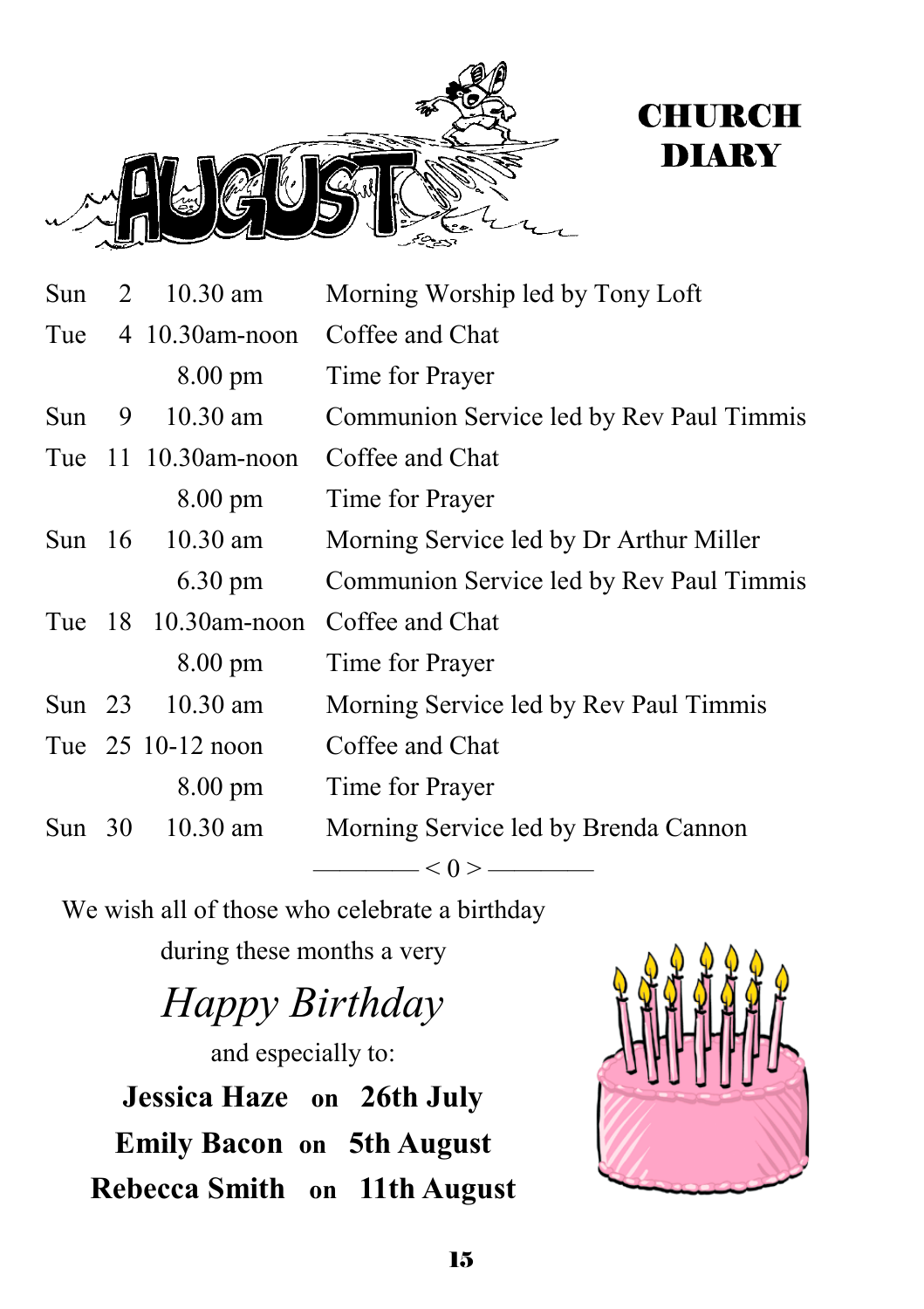# AUGUST

# CHURCH DIARY

| | | | |
|---|---|---|---|
| Sun | 2 | 10.30 am | Morning Worship led by Tony Loft |
| Tue | 4 | 10.30am-noon | Coffee and Chat |
| | | 8.00 pm | Time for Prayer |
| Sun | 9 | 10.30 am | Communion Service led by Rev Paul Timmis |
| Tue | 11 | 10.30am-noon | Coffee and Chat |
| | | 8.00 pm | Time for Prayer |
| Sun | 16 | 10.30 am | Morning Service led by Dr Arthur Miller |
| | | 6.30 pm | Communion Service led by Rev Paul Timmis |
| Tue | 18 | 10.30am-noon | Coffee and Chat |
| | | 8.00 pm | Time for Prayer |
| Sun | 23 | 10.30 am | Morning Service led by Rev Paul Timmis |
| Tue | 25 | 10-12 noon | Coffee and Chat |
| | | 8.00 pm | Time for Prayer |
| Sun | 30 | 10.30 am | Morning Service led by Brenda Cannon |

———— < 0 > ————

We wish all of those who celebrate a birthday during these months a very

*Happy Birthday*

and especially to:

**Jessica Haze on 26th July**

**Emily Bacon on 5th August**

**Rebecca Smith on 11th August**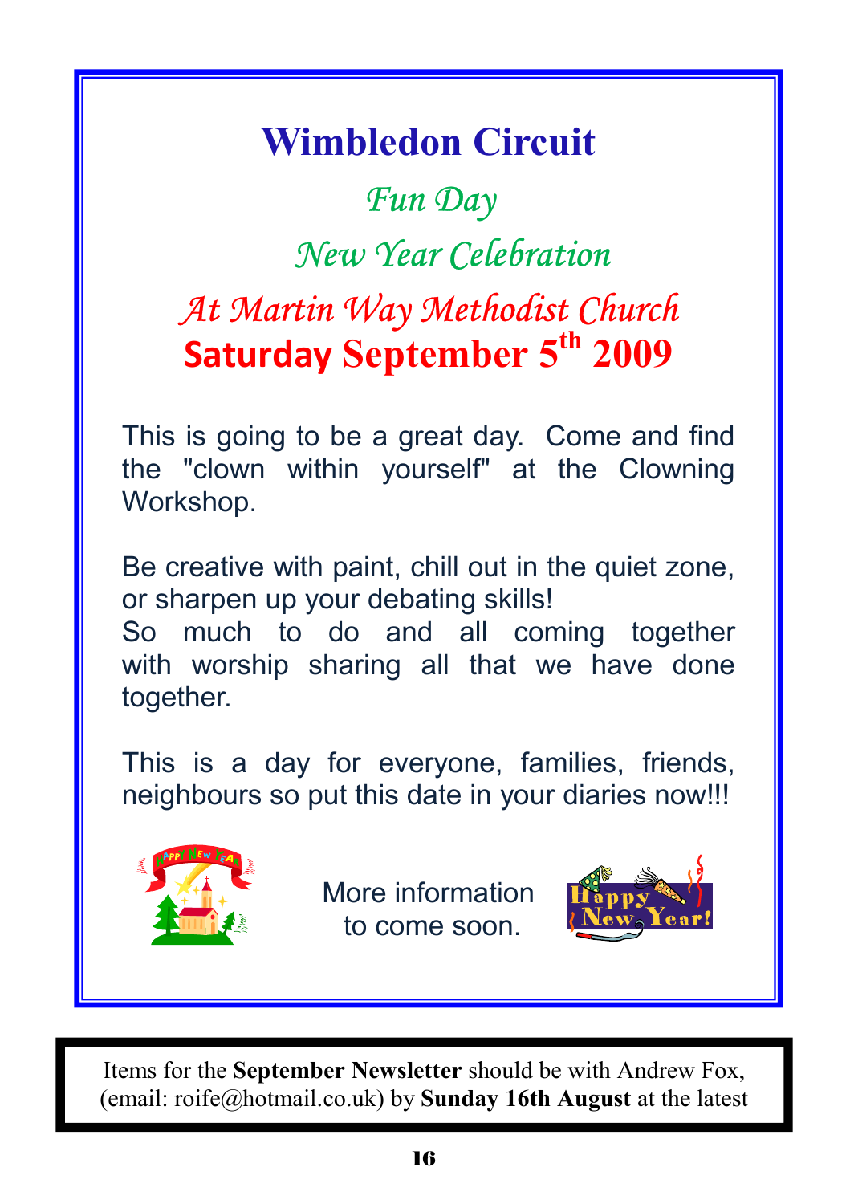# Wimbledon Circuit

## *Fun Day*

## *New Year Celebration*

## *At Martin Way Methodist Church*

## Saturday September 5th 2009

This is going to be a great day. Come and find the "clown within yourself" at the Clowning Workshop.

Be creative with paint, chill out in the quiet zone, or sharpen up your debating skills!
So much to do and all coming together with worship sharing all that we have done together.

This is a day for everyone, families, friends, neighbours so put this date in your diaries now!!!

More information to come soon.

---

Items for the **September Newsletter** should be with Andrew Fox, (email: roife@hotmail.co.uk) by **Sunday 16th August** at the latest